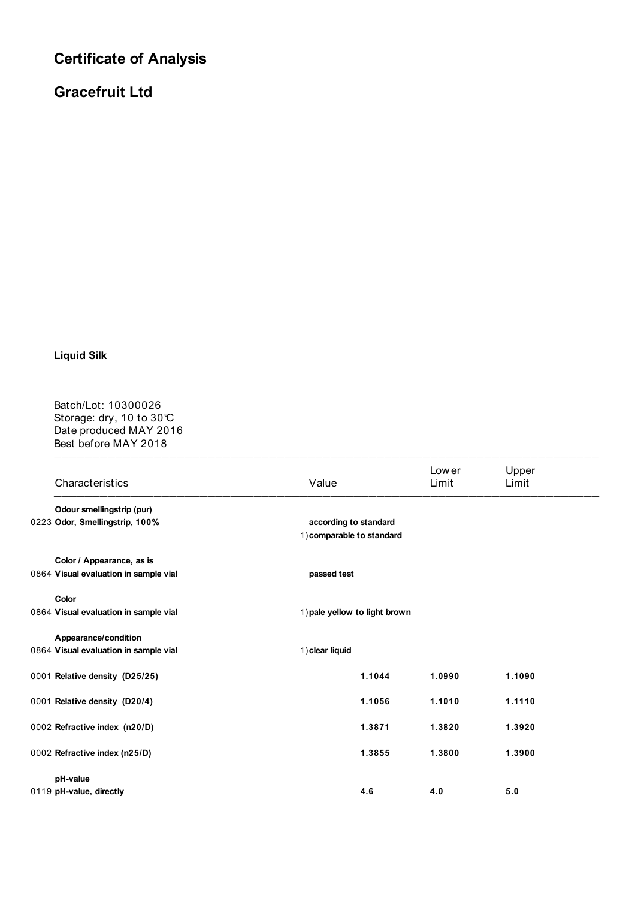# Certificate of Analysis

# Gracefruit Ltd

**Liquid Silk**

Batch/Lot: 10300026
Storage: dry, 10 to 30℃
Date produced MAY 2016
Best before MAY 2018

| Characteristics | Value | Lower Limit | Upper Limit |
|---|---|---|---|
| **Odour smellingstrip (pur)** | | | |
| 0223 **Odor, Smellingstrip, 100%** | **according to standard** | | |
| | 1) **comparable to standard** | | |
| **Color / Appearance, as is** | | | |
| 0864 **Visual evaluation in sample vial** | **passed test** | | |
| **Color** | | | |
| 0864 **Visual evaluation in sample vial** | 1) **pale yellow to light brown** | | |
| **Appearance/condition** | | | |
| 0864 **Visual evaluation in sample vial** | 1) **clear liquid** | | |
| 0001 **Relative density (D25/25)** | **1.1044** | **1.0990** | **1.1090** |
| 0001 **Relative density (D20/4)** | **1.1056** | **1.1010** | **1.1110** |
| 0002 **Refractive index (n20/D)** | **1.3871** | **1.3820** | **1.3920** |
| 0002 **Refractive index (n25/D)** | **1.3855** | **1.3800** | **1.3900** |
| **pH-value** | | | |
| 0119 **pH-value, directly** | **4.6** | **4.0** | **5.0** |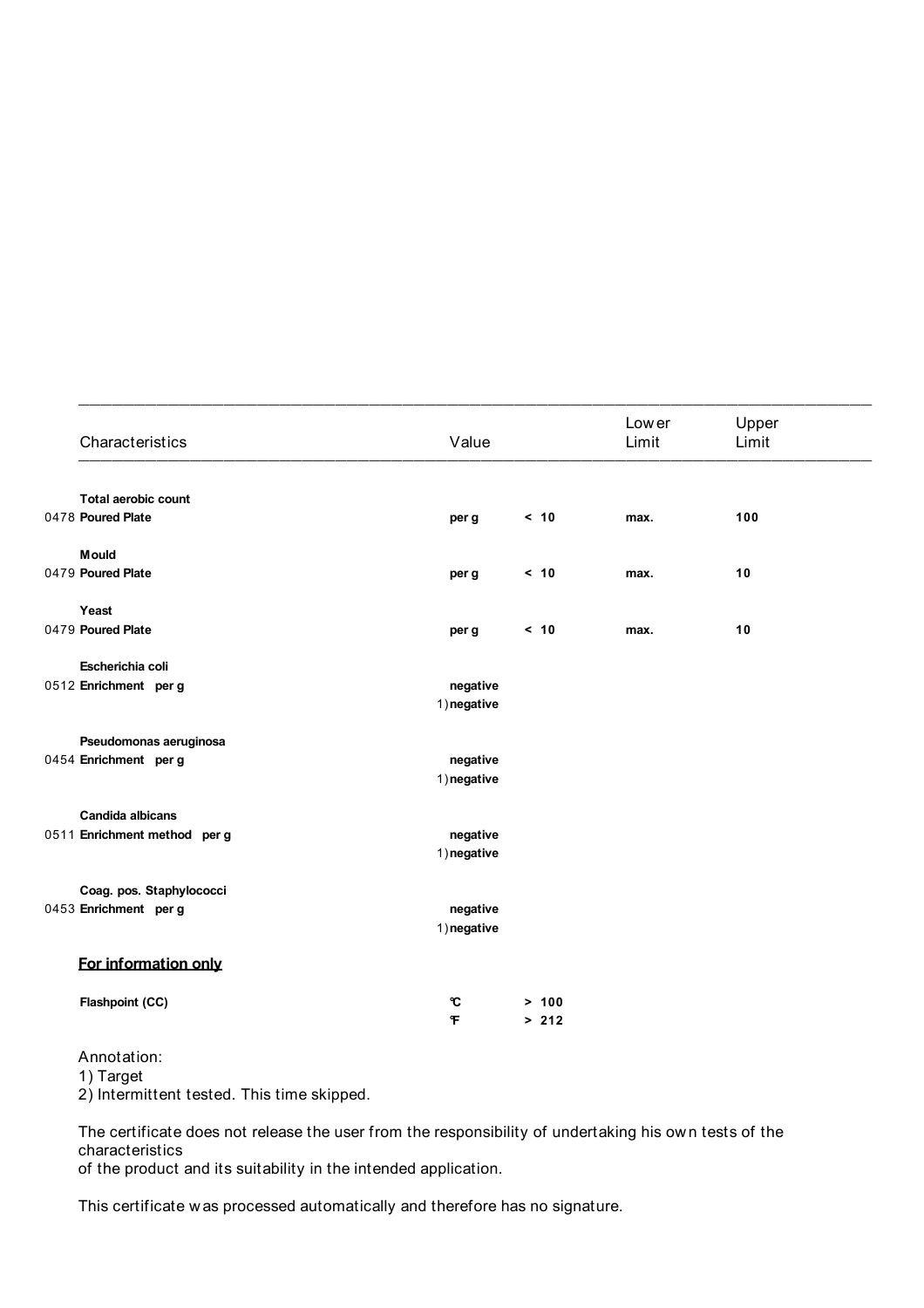| | Characteristics | Value | | Lower Limit | Upper Limit |
|---|---|---|---|---|---|
| | **Total aerobic count** | | | | |
| 0478 | **Poured Plate** | **per g** | **< 10** | **max.** | **100** |
| | **Mould** | | | | |
| 0479 | **Poured Plate** | **per g** | **< 10** | **max.** | **10** |
| | **Yeast** | | | | |
| 0479 | **Poured Plate** | **per g** | **< 10** | **max.** | **10** |
| | **Escherichia coli** | | | | |
| 0512 | **Enrichment per g** | **negative** | | | |
| | | 1) **negative** | | | |
| | **Pseudomonas aeruginosa** | | | | |
| 0454 | **Enrichment per g** | **negative** | | | |
| | | 1) **negative** | | | |
| | **Candida albicans** | | | | |
| 0511 | **Enrichment method per g** | **negative** | | | |
| | | 1) **negative** | | | |
| | **Coag. pos. Staphylococci** | | | | |
| 0453 | **Enrichment per g** | **negative** | | | |
| | | 1) **negative** | | | |

**For information only**

| | | | |
|---|---|---|---|
| **Flashpoint (CC)** | **°C** | **> 100** | |
| | **°F** | **> 212** | |

Annotation:
1) Target
2) Intermittent tested. This time skipped.

The certificate does not release the user from the responsibility of undertaking his own tests of the characteristics
of the product and its suitability in the intended application.

This certificate was processed automatically and therefore has no signature.